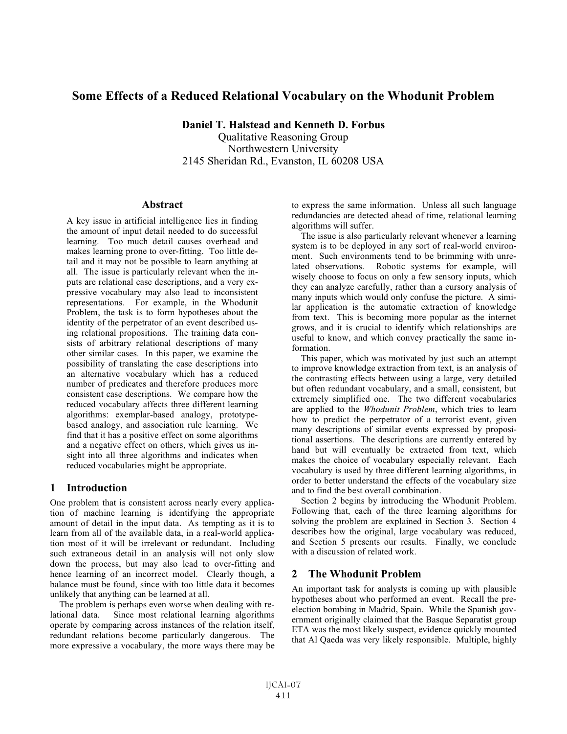# Some Effects of a Reduced Relational Vocabulary on the Whodunit Problem

**Daniel T. Halstead and Kenneth D. Forbus**
Qualitative Reasoning Group
Northwestern University
2145 Sheridan Rd., Evanston, IL 60208 USA

## Abstract

A key issue in artificial intelligence lies in finding the amount of input detail needed to do successful learning. Too much detail causes overhead and makes learning prone to over-fitting. Too little detail and it may not be possible to learn anything at all. The issue is particularly relevant when the inputs are relational case descriptions, and a very expressive vocabulary may also lead to inconsistent representations. For example, in the Whodunit Problem, the task is to form hypotheses about the identity of the perpetrator of an event described using relational propositions. The training data consists of arbitrary relational descriptions of many other similar cases. In this paper, we examine the possibility of translating the case descriptions into an alternative vocabulary which has a reduced number of predicates and therefore produces more consistent case descriptions. We compare how the reduced vocabulary affects three different learning algorithms: exemplar-based analogy, prototype-based analogy, and association rule learning. We find that it has a positive effect on some algorithms and a negative effect on others, which gives us insight into all three algorithms and indicates when reduced vocabularies might be appropriate.

## 1 Introduction

One problem that is consistent across nearly every application of machine learning is identifying the appropriate amount of detail in the input data. As tempting as it is to learn from all of the available data, in a real-world application most of it will be irrelevant or redundant. Including such extraneous detail in an analysis will not only slow down the process, but may also lead to over-fitting and hence learning of an incorrect model. Clearly though, a balance must be found, since with too little data it becomes unlikely that anything can be learned at all.

The problem is perhaps even worse when dealing with relational data. Since most relational learning algorithms operate by comparing across instances of the relation itself, redundant relations become particularly dangerous. The more expressive a vocabulary, the more ways there may be to express the same information. Unless all such language redundancies are detected ahead of time, relational learning algorithms will suffer.

The issue is also particularly relevant whenever a learning system is to be deployed in any sort of real-world environment. Such environments tend to be brimming with unrelated observations. Robotic systems for example, will wisely choose to focus on only a few sensory inputs, which they can analyze carefully, rather than a cursory analysis of many inputs which would only confuse the picture. A similar application is the automatic extraction of knowledge from text. This is becoming more popular as the internet grows, and it is crucial to identify which relationships are useful to know, and which convey practically the same information.

This paper, which was motivated by just such an attempt to improve knowledge extraction from text, is an analysis of the contrasting effects between using a large, very detailed but often redundant vocabulary, and a small, consistent, but extremely simplified one. The two different vocabularies are applied to the *Whodunit Problem*, which tries to learn how to predict the perpetrator of a terrorist event, given many descriptions of similar events expressed by propositional assertions. The descriptions are currently entered by hand but will eventually be extracted from text, which makes the choice of vocabulary especially relevant. Each vocabulary is used by three different learning algorithms, in order to better understand the effects of the vocabulary size and to find the best overall combination.

Section 2 begins by introducing the Whodunit Problem. Following that, each of the three learning algorithms for solving the problem are explained in Section 3. Section 4 describes how the original, large vocabulary was reduced, and Section 5 presents our results. Finally, we conclude with a discussion of related work.

## 2 The Whodunit Problem

An important task for analysts is coming up with plausible hypotheses about who performed an event. Recall the pre-election bombing in Madrid, Spain. While the Spanish government originally claimed that the Basque Separatist group ETA was the most likely suspect, evidence quickly mounted that Al Qaeda was very likely responsible. Multiple, highly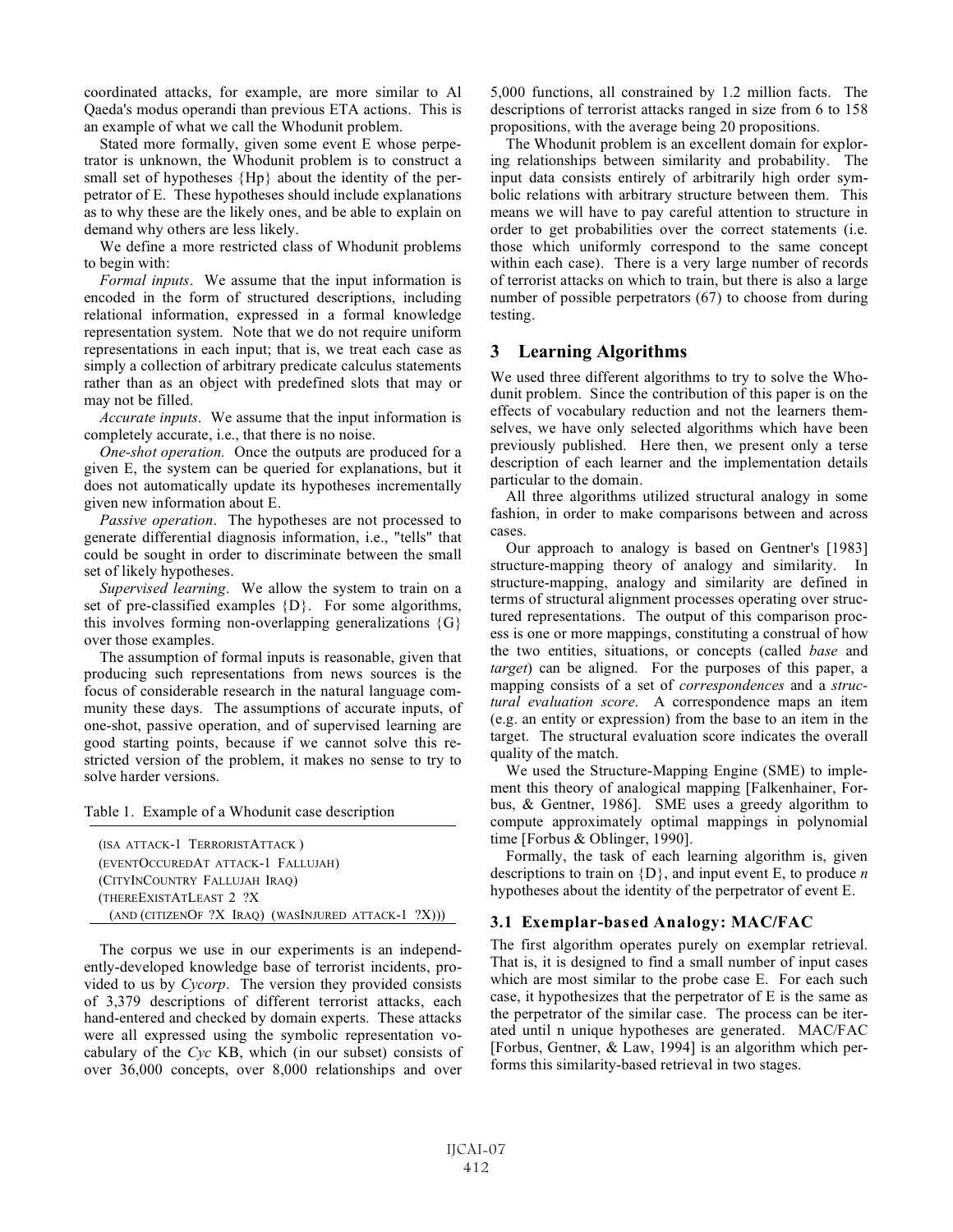coordinated attacks, for example, are more similar to Al Qaeda's modus operandi than previous ETA actions. This is an example of what we call the Whodunit problem.

Stated more formally, given some event E whose perpetrator is unknown, the Whodunit problem is to construct a small set of hypotheses {Hp} about the identity of the perpetrator of E. These hypotheses should include explanations as to why these are the likely ones, and be able to explain on demand why others are less likely.

We define a more restricted class of Whodunit problems to begin with:

*Formal inputs*. We assume that the input information is encoded in the form of structured descriptions, including relational information, expressed in a formal knowledge representation system. Note that we do not require uniform representations in each input; that is, we treat each case as simply a collection of arbitrary predicate calculus statements rather than as an object with predefined slots that may or may not be filled.

*Accurate inputs*. We assume that the input information is completely accurate, i.e., that there is no noise.

*One-shot operation.* Once the outputs are produced for a given E, the system can be queried for explanations, but it does not automatically update its hypotheses incrementally given new information about E.

*Passive operation*. The hypotheses are not processed to generate differential diagnosis information, i.e., "tells" that could be sought in order to discriminate between the small set of likely hypotheses.

*Supervised learning*. We allow the system to train on a set of pre-classified examples {D}. For some algorithms, this involves forming non-overlapping generalizations {G} over those examples.

The assumption of formal inputs is reasonable, given that producing such representations from news sources is the focus of considerable research in the natural language community these days. The assumptions of accurate inputs, of one-shot, passive operation, and of supervised learning are good starting points, because if we cannot solve this restricted version of the problem, it makes no sense to try to solve harder versions.

Table 1. Example of a Whodunit case description

```
(ISA ATTACK-1 TERRORISTATTACK)
(EVENTOCCUREDAT ATTACK-1 FALLUJAH)
(CITYINCOUNTRY FALLUJAH IRAQ)
(THEREEXISTATLEAST 2 ?X
  (AND (CITIZENOF ?X IRAQ) (WASINJURED ATTACK-1 ?X)))
```

The corpus we use in our experiments is an independently-developed knowledge base of terrorist incidents, provided to us by *Cycorp*. The version they provided consists of 3,379 descriptions of different terrorist attacks, each hand-entered and checked by domain experts. These attacks were all expressed using the symbolic representation vocabulary of the *Cyc* KB, which (in our subset) consists of over 36,000 concepts, over 8,000 relationships and over 5,000 functions, all constrained by 1.2 million facts. The descriptions of terrorist attacks ranged in size from 6 to 158 propositions, with the average being 20 propositions.

The Whodunit problem is an excellent domain for exploring relationships between similarity and probability. The input data consists entirely of arbitrarily high order symbolic relations with arbitrary structure between them. This means we will have to pay careful attention to structure in order to get probabilities over the correct statements (i.e. those which uniformly correspond to the same concept within each case). There is a very large number of records of terrorist attacks on which to train, but there is also a large number of possible perpetrators (67) to choose from during testing.

## 3 Learning Algorithms

We used three different algorithms to try to solve the Whodunit problem. Since the contribution of this paper is on the effects of vocabulary reduction and not the learners themselves, we have only selected algorithms which have been previously published. Here then, we present only a terse description of each learner and the implementation details particular to the domain.

All three algorithms utilized structural analogy in some fashion, in order to make comparisons between and across cases.

Our approach to analogy is based on Gentner's [1983] structure-mapping theory of analogy and similarity. In structure-mapping, analogy and similarity are defined in terms of structural alignment processes operating over structured representations. The output of this comparison process is one or more mappings, constituting a construal of how the two entities, situations, or concepts (called *base* and *target*) can be aligned. For the purposes of this paper, a mapping consists of a set of *correspondences* and a *structural evaluation score*. A correspondence maps an item (e.g. an entity or expression) from the base to an item in the target. The structural evaluation score indicates the overall quality of the match.

We used the Structure-Mapping Engine (SME) to implement this theory of analogical mapping [Falkenhainer, Forbus, & Gentner, 1986]. SME uses a greedy algorithm to compute approximately optimal mappings in polynomial time [Forbus & Oblinger, 1990].

Formally, the task of each learning algorithm is, given descriptions to train on {D}, and input event E, to produce *n* hypotheses about the identity of the perpetrator of event E.

### 3.1 Exemplar-based Analogy: MAC/FAC

The first algorithm operates purely on exemplar retrieval. That is, it is designed to find a small number of input cases which are most similar to the probe case E. For each such case, it hypothesizes that the perpetrator of E is the same as the perpetrator of the similar case. The process can be iterated until n unique hypotheses are generated. MAC/FAC [Forbus, Gentner, & Law, 1994] is an algorithm which performs this similarity-based retrieval in two stages.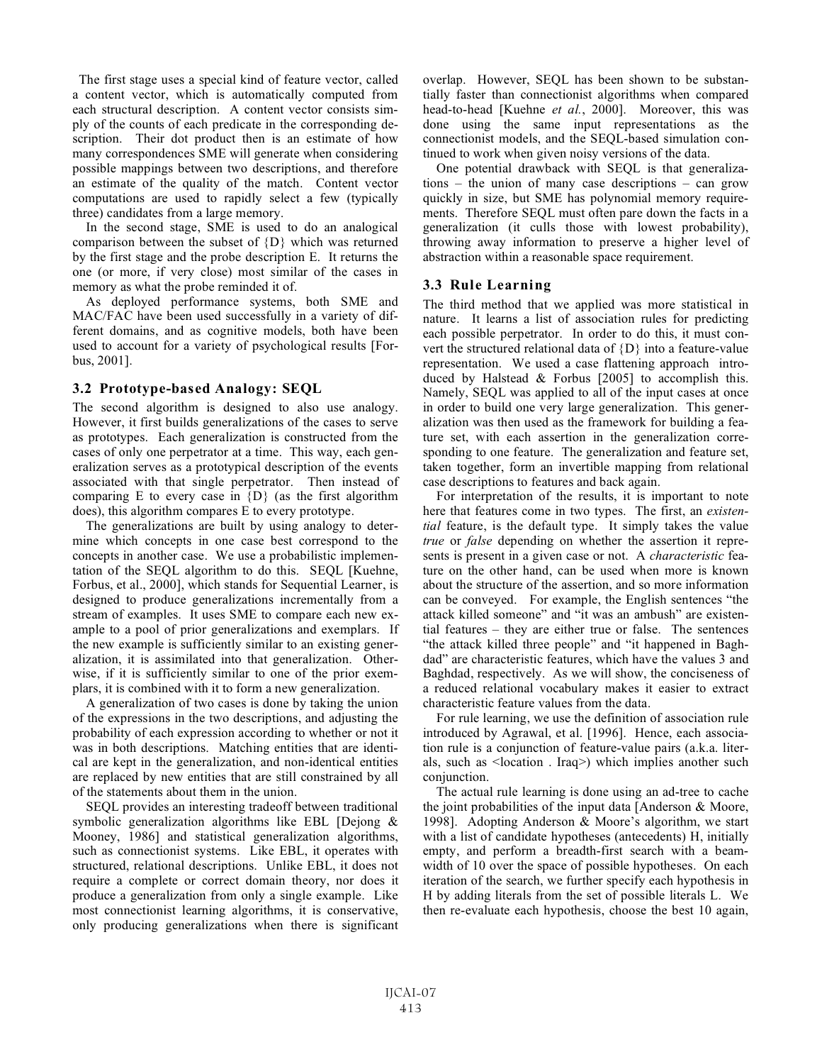The first stage uses a special kind of feature vector, called a content vector, which is automatically computed from each structural description. A content vector consists simply of the counts of each predicate in the corresponding description. Their dot product then is an estimate of how many correspondences SME will generate when considering possible mappings between two descriptions, and therefore an estimate of the quality of the match. Content vector computations are used to rapidly select a few (typically three) candidates from a large memory.

In the second stage, SME is used to do an analogical comparison between the subset of {D} which was returned by the first stage and the probe description E. It returns the one (or more, if very close) most similar of the cases in memory as what the probe reminded it of.

As deployed performance systems, both SME and MAC/FAC have been used successfully in a variety of different domains, and as cognitive models, both have been used to account for a variety of psychological results [Forbus, 2001].

### 3.2 Prototype-based Analogy: SEQL

The second algorithm is designed to also use analogy. However, it first builds generalizations of the cases to serve as prototypes. Each generalization is constructed from the cases of only one perpetrator at a time. This way, each generalization serves as a prototypical description of the events associated with that single perpetrator. Then instead of comparing E to every case in {D} (as the first algorithm does), this algorithm compares E to every prototype.

The generalizations are built by using analogy to determine which concepts in one case best correspond to the concepts in another case. We use a probabilistic implementation of the SEQL algorithm to do this. SEQL [Kuehne, Forbus, et al., 2000], which stands for Sequential Learner, is designed to produce generalizations incrementally from a stream of examples. It uses SME to compare each new example to a pool of prior generalizations and exemplars. If the new example is sufficiently similar to an existing generalization, it is assimilated into that generalization. Otherwise, if it is sufficiently similar to one of the prior exemplars, it is combined with it to form a new generalization.

A generalization of two cases is done by taking the union of the expressions in the two descriptions, and adjusting the probability of each expression according to whether or not it was in both descriptions. Matching entities that are identical are kept in the generalization, and non-identical entities are replaced by new entities that are still constrained by all of the statements about them in the union.

SEQL provides an interesting tradeoff between traditional symbolic generalization algorithms like EBL [Dejong & Mooney, 1986] and statistical generalization algorithms, such as connectionist systems. Like EBL, it operates with structured, relational descriptions. Unlike EBL, it does not require a complete or correct domain theory, nor does it produce a generalization from only a single example. Like most connectionist learning algorithms, it is conservative, only producing generalizations when there is significant overlap. However, SEQL has been shown to be substantially faster than connectionist algorithms when compared head-to-head [Kuehne *et al.*, 2000]. Moreover, this was done using the same input representations as the connectionist models, and the SEQL-based simulation continued to work when given noisy versions of the data.

One potential drawback with SEQL is that generalizations – the union of many case descriptions – can grow quickly in size, but SME has polynomial memory requirements. Therefore SEQL must often pare down the facts in a generalization (it culls those with lowest probability), throwing away information to preserve a higher level of abstraction within a reasonable space requirement.

### 3.3 Rule Learning

The third method that we applied was more statistical in nature. It learns a list of association rules for predicting each possible perpetrator. In order to do this, it must convert the structured relational data of {D} into a feature-value representation. We used a case flattening approach introduced by Halstead & Forbus [2005] to accomplish this. Namely, SEQL was applied to all of the input cases at once in order to build one very large generalization. This generalization was then used as the framework for building a feature set, with each assertion in the generalization corresponding to one feature. The generalization and feature set, taken together, form an invertible mapping from relational case descriptions to features and back again.

For interpretation of the results, it is important to note here that features come in two types. The first, an *existential* feature, is the default type. It simply takes the value *true* or *false* depending on whether the assertion it represents is present in a given case or not. A *characteristic* feature on the other hand, can be used when more is known about the structure of the assertion, and so more information can be conveyed. For example, the English sentences "the attack killed someone" and "it was an ambush" are existential features – they are either true or false. The sentences "the attack killed three people" and "it happened in Baghdad" are characteristic features, which have the values 3 and Baghdad, respectively. As we will show, the conciseness of a reduced relational vocabulary makes it easier to extract characteristic feature values from the data.

For rule learning, we use the definition of association rule introduced by Agrawal, et al. [1996]. Hence, each association rule is a conjunction of feature-value pairs (a.k.a. literals, such as <location . Iraq>) which implies another such conjunction.

The actual rule learning is done using an ad-tree to cache the joint probabilities of the input data [Anderson & Moore, 1998]. Adopting Anderson & Moore's algorithm, we start with a list of candidate hypotheses (antecedents) H, initially empty, and perform a breadth-first search with a beamwidth of 10 over the space of possible hypotheses. On each iteration of the search, we further specify each hypothesis in H by adding literals from the set of possible literals L. We then re-evaluate each hypothesis, choose the best 10 again,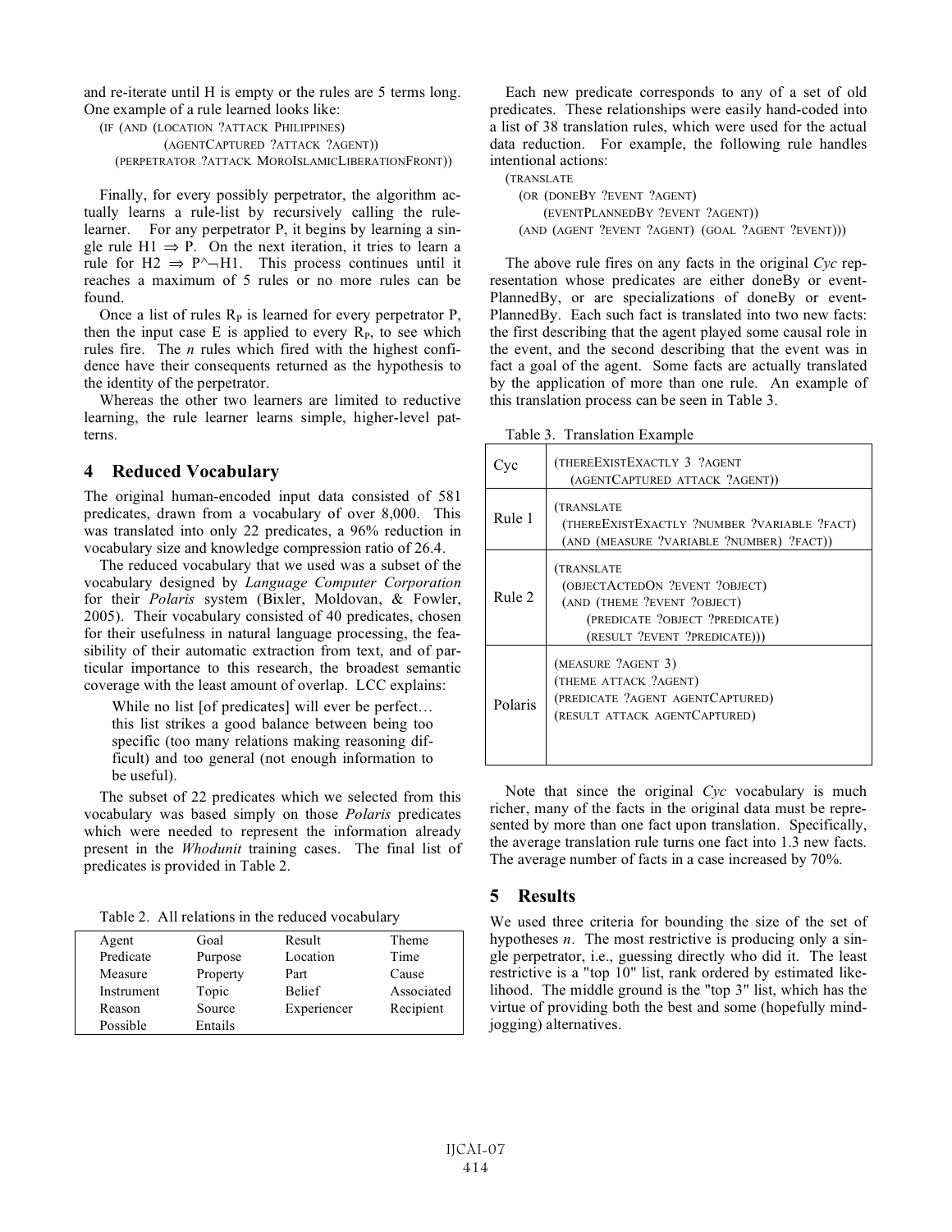and re-iterate until H is empty or the rules are 5 terms long. One example of a rule learned looks like:

```
(IF (AND (LOCATION ?ATTACK PHILIPPINES)
         (AGENTCAPTURED ?ATTACK ?AGENT))
    (PERPETRATOR ?ATTACK MOROISLAMICLIBERATIONFRONT))
```

Finally, for every possibly perpetrator, the algorithm actually learns a rule-list by recursively calling the rule-learner. For any perpetrator P, it begins by learning a single rule $H1 \Rightarrow P$. On the next iteration, it tries to learn a rule for $H2 \Rightarrow P \wedge \neg H1$. This process continues until it reaches a maximum of 5 rules or no more rules can be found.

Once a list of rules $R_P$ is learned for every perpetrator P, then the input case E is applied to every $R_P$, to see which rules fire. The *n* rules which fired with the highest confidence have their consequents returned as the hypothesis to the identity of the perpetrator.

Whereas the other two learners are limited to reductive learning, the rule learner learns simple, higher-level patterns.

## 4 Reduced Vocabulary

The original human-encoded input data consisted of 581 predicates, drawn from a vocabulary of over 8,000. This was translated into only 22 predicates, a 96% reduction in vocabulary size and knowledge compression ratio of 26.4.

The reduced vocabulary that we used was a subset of the vocabulary designed by *Language Computer Corporation* for their *Polaris* system (Bixler, Moldovan, & Fowler, 2005). Their vocabulary consisted of 40 predicates, chosen for their usefulness in natural language processing, the feasibility of their automatic extraction from text, and of particular importance to this research, the broadest semantic coverage with the least amount of overlap. LCC explains:

> While no list [of predicates] will ever be perfect… this list strikes a good balance between being too specific (too many relations making reasoning difficult) and too general (not enough information to be useful).

The subset of 22 predicates which we selected from this vocabulary was based simply on those *Polaris* predicates which were needed to represent the information already present in the *Whodunit* training cases. The final list of predicates is provided in Table 2.

Table 2. All relations in the reduced vocabulary

| | | | |
|---|---|---|---|
| Agent | Goal | Result | Theme |
| Predicate | Purpose | Location | Time |
| Measure | Property | Part | Cause |
| Instrument | Topic | Belief | Associated |
| Reason | Source | Experiencer | Recipient |
| Possible | Entails | | |

Each new predicate corresponds to any of a set of old predicates. These relationships were easily hand-coded into a list of 38 translation rules, which were used for the actual data reduction. For example, the following rule handles intentional actions:

```
(TRANSLATE
   (OR (DONEBY ?EVENT ?AGENT)
       (EVENTPLANNEDBY ?EVENT ?AGENT))
   (AND (AGENT ?EVENT ?AGENT) (GOAL ?AGENT ?EVENT)))
```

The above rule fires on any facts in the original *Cyc* representation whose predicates are either doneBy or eventPlannedBy, or are specializations of doneBy or eventPlannedBy. Each such fact is translated into two new facts: the first describing that the agent played some causal role in the event, and the second describing that the event was in fact a goal of the agent. Some facts are actually translated by the application of more than one rule. An example of this translation process can be seen in Table 3.

Table 3. Translation Example

| | |
|---|---|
| Cyc | (THEREEXISTEXACTLY 3 ?AGENT (AGENTCAPTURED ATTACK ?AGENT)) |
| Rule 1 | (TRANSLATE (THEREEXISTEXACTLY ?NUMBER ?VARIABLE ?FACT) (AND (MEASURE ?VARIABLE ?NUMBER) ?FACT)) |
| Rule 2 | (TRANSLATE (OBJECTACTEDON ?EVENT ?OBJECT) (AND (THEME ?EVENT ?OBJECT) (PREDICATE ?OBJECT ?PREDICATE) (RESULT ?EVENT ?PREDICATE))) |
| Polaris | (MEASURE ?AGENT 3) (THEME ATTACK ?AGENT) (PREDICATE ?AGENT AGENTCAPTURED) (RESULT ATTACK AGENTCAPTURED) |

Note that since the original *Cyc* vocabulary is much richer, many of the facts in the original data must be represented by more than one fact upon translation. Specifically, the average translation rule turns one fact into 1.3 new facts. The average number of facts in a case increased by 70%.

## 5 Results

We used three criteria for bounding the size of the set of hypotheses *n*. The most restrictive is producing only a single perpetrator, i.e., guessing directly who did it. The least restrictive is a "top 10" list, rank ordered by estimated likelihood. The middle ground is the "top 3" list, which has the virtue of providing both the best and some (hopefully mind-jogging) alternatives.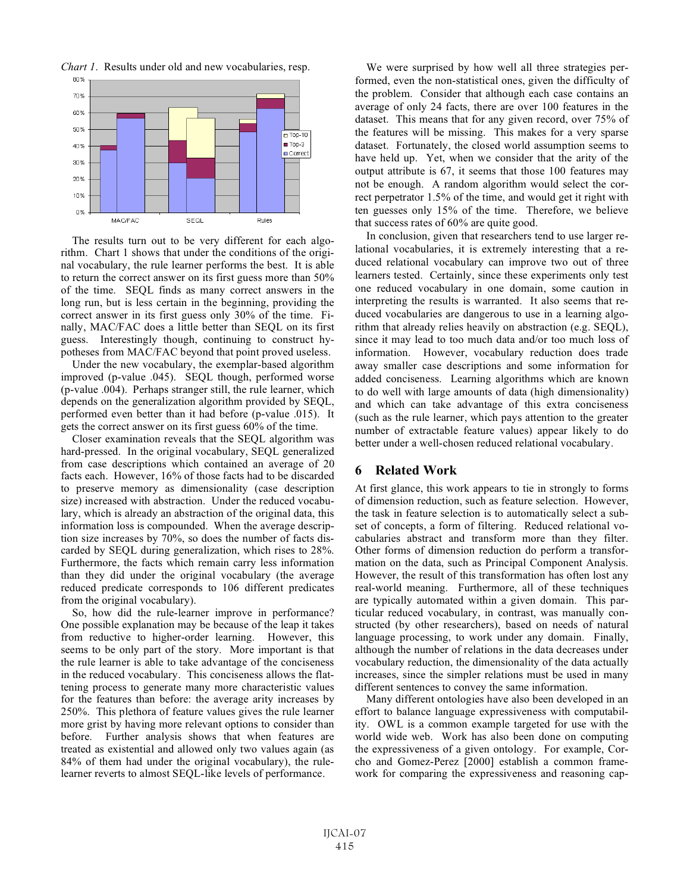*Chart 1*. Results under old and new vocabularies, resp.

The results turn out to be very different for each algorithm. Chart 1 shows that under the conditions of the original vocabulary, the rule learner performs the best. It is able to return the correct answer on its first guess more than 50% of the time. SEQL finds as many correct answers in the long run, but is less certain in the beginning, providing the correct answer in its first guess only 30% of the time. Finally, MAC/FAC does a little better than SEQL on its first guess. Interestingly though, continuing to construct hypotheses from MAC/FAC beyond that point proved useless.

Under the new vocabulary, the exemplar-based algorithm improved (p-value .045). SEQL though, performed worse (p-value .004). Perhaps stranger still, the rule learner, which depends on the generalization algorithm provided by SEQL, performed even better than it had before (p-value .015). It gets the correct answer on its first guess 60% of the time.

Closer examination reveals that the SEQL algorithm was hard-pressed. In the original vocabulary, SEQL generalized from case descriptions which contained an average of 20 facts each. However, 16% of those facts had to be discarded to preserve memory as dimensionality (case description size) increased with abstraction. Under the reduced vocabulary, which is already an abstraction of the original data, this information loss is compounded. When the average description size increases by 70%, so does the number of facts discarded by SEQL during generalization, which rises to 28%. Furthermore, the facts which remain carry less information than they did under the original vocabulary (the average reduced predicate corresponds to 106 different predicates from the original vocabulary).

So, how did the rule-learner improve in performance? One possible explanation may be because of the leap it takes from reductive to higher-order learning. However, this seems to be only part of the story. More important is that the rule learner is able to take advantage of the conciseness in the reduced vocabulary. This conciseness allows the flattening process to generate many more characteristic values for the features than before: the average arity increases by 250%. This plethora of feature values gives the rule learner more grist by having more relevant options to consider than before. Further analysis shows that when features are treated as existential and allowed only two values again (as 84% of them had under the original vocabulary), the rule-learner reverts to almost SEQL-like levels of performance.

We were surprised by how well all three strategies performed, even the non-statistical ones, given the difficulty of the problem. Consider that although each case contains an average of only 24 facts, there are over 100 features in the dataset. This means that for any given record, over 75% of the features will be missing. This makes for a very sparse dataset. Fortunately, the closed world assumption seems to have held up. Yet, when we consider that the arity of the output attribute is 67, it seems that those 100 features may not be enough. A random algorithm would select the correct perpetrator 1.5% of the time, and would get it right with ten guesses only 15% of the time. Therefore, we believe that success rates of 60% are quite good.

In conclusion, given that researchers tend to use larger relational vocabularies, it is extremely interesting that a reduced relational vocabulary can improve two out of three learners tested. Certainly, since these experiments only test one reduced vocabulary in one domain, some caution in interpreting the results is warranted. It also seems that reduced vocabularies are dangerous to use in a learning algorithm that already relies heavily on abstraction (e.g. SEQL), since it may lead to too much data and/or too much loss of information. However, vocabulary reduction does trade away smaller case descriptions and some information for added conciseness. Learning algorithms which are known to do well with large amounts of data (high dimensionality) and which can take advantage of this extra conciseness (such as the rule learner, which pays attention to the greater number of extractable feature values) appear likely to do better under a well-chosen reduced relational vocabulary.

## 6 Related Work

At first glance, this work appears to tie in strongly to forms of dimension reduction, such as feature selection. However, the task in feature selection is to automatically select a subset of concepts, a form of filtering. Reduced relational vocabularies abstract and transform more than they filter. Other forms of dimension reduction do perform a transformation on the data, such as Principal Component Analysis. However, the result of this transformation has often lost any real-world meaning. Furthermore, all of these techniques are typically automated within a given domain. This particular reduced vocabulary, in contrast, was manually constructed (by other researchers), based on needs of natural language processing, to work under any domain. Finally, although the number of relations in the data decreases under vocabulary reduction, the dimensionality of the data actually increases, since the simpler relations must be used in many different sentences to convey the same information.

Many different ontologies have also been developed in an effort to balance language expressiveness with computability. OWL is a common example targeted for use with the world wide web. Work has also been done on computing the expressiveness of a given ontology. For example, Corcho and Gomez-Perez [2000] establish a common framework for comparing the expressiveness and reasoning cap-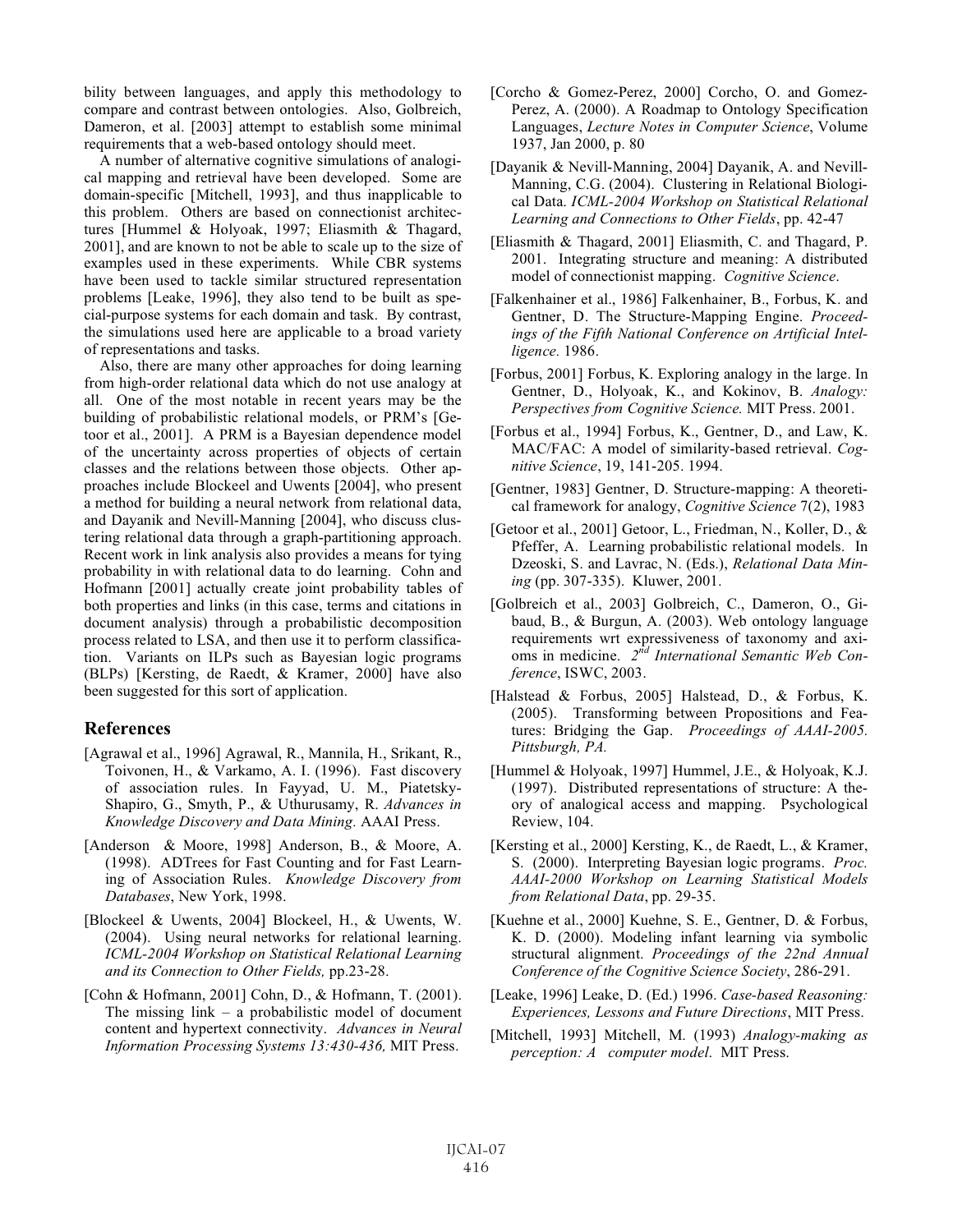bility between languages, and apply this methodology to compare and contrast between ontologies. Also, Golbreich, Dameron, et al. [2003] attempt to establish some minimal requirements that a web-based ontology should meet.

A number of alternative cognitive simulations of analogical mapping and retrieval have been developed. Some are domain-specific [Mitchell, 1993], and thus inapplicable to this problem. Others are based on connectionist architectures [Hummel & Holyoak, 1997; Eliasmith & Thagard, 2001], and are known to not be able to scale up to the size of examples used in these experiments. While CBR systems have been used to tackle similar structured representation problems [Leake, 1996], they also tend to be built as special-purpose systems for each domain and task. By contrast, the simulations used here are applicable to a broad variety of representations and tasks.

Also, there are many other approaches for doing learning from high-order relational data which do not use analogy at all. One of the most notable in recent years may be the building of probabilistic relational models, or PRM's [Getoor et al., 2001]. A PRM is a Bayesian dependence model of the uncertainty across properties of objects of certain classes and the relations between those objects. Other approaches include Blockeel and Uwents [2004], who present a method for building a neural network from relational data, and Dayanik and Nevill-Manning [2004], who discuss clustering relational data through a graph-partitioning approach. Recent work in link analysis also provides a means for tying probability in with relational data to do learning. Cohn and Hofmann [2001] actually create joint probability tables of both properties and links (in this case, terms and citations in document analysis) through a probabilistic decomposition process related to LSA, and then use it to perform classification. Variants on ILPs such as Bayesian logic programs (BLPs) [Kersting, de Raedt, & Kramer, 2000] have also been suggested for this sort of application.

## References

[Agrawal et al., 1996] Agrawal, R., Mannila, H., Srikant, R., Toivonen, H., & Varkamo, A. I. (1996). Fast discovery of association rules. In Fayyad, U. M., Piatetsky-Shapiro, G., Smyth, P., & Uthurusamy, R. *Advances in Knowledge Discovery and Data Mining*. AAAI Press.

[Anderson & Moore, 1998] Anderson, B., & Moore, A. (1998). ADTrees for Fast Counting and for Fast Learning of Association Rules. *Knowledge Discovery from Databases*, New York, 1998.

[Blockeel & Uwents, 2004] Blockeel, H., & Uwents, W. (2004). Using neural networks for relational learning. *ICML-2004 Workshop on Statistical Relational Learning and its Connection to Other Fields,* pp.23-28.

[Cohn & Hofmann, 2001] Cohn, D., & Hofmann, T. (2001). The missing link – a probabilistic model of document content and hypertext connectivity. *Advances in Neural Information Processing Systems 13:430-436,* MIT Press.

[Corcho & Gomez-Perez, 2000] Corcho, O. and Gomez-Perez, A. (2000). A Roadmap to Ontology Specification Languages, *Lecture Notes in Computer Science*, Volume 1937, Jan 2000, p. 80

[Dayanik & Nevill-Manning, 2004] Dayanik, A. and Nevill-Manning, C.G. (2004). Clustering in Relational Biological Data. *ICML-2004 Workshop on Statistical Relational Learning and Connections to Other Fields*, pp. 42-47

[Eliasmith & Thagard, 2001] Eliasmith, C. and Thagard, P. 2001. Integrating structure and meaning: A distributed model of connectionist mapping. *Cognitive Science*.

[Falkenhainer et al., 1986] Falkenhainer, B., Forbus, K. and Gentner, D. The Structure-Mapping Engine. *Proceedings of the Fifth National Conference on Artificial Intelligence.* 1986.

[Forbus, 2001] Forbus, K. Exploring analogy in the large. In Gentner, D., Holyoak, K., and Kokinov, B. *Analogy: Perspectives from Cognitive Science.* MIT Press. 2001.

[Forbus et al., 1994] Forbus, K., Gentner, D., and Law, K. MAC/FAC: A model of similarity-based retrieval. *Cognitive Science*, 19, 141-205. 1994.

[Gentner, 1983] Gentner, D. Structure-mapping: A theoretical framework for analogy, *Cognitive Science* 7(2), 1983

[Getoor et al., 2001] Getoor, L., Friedman, N., Koller, D., & Pfeffer, A. Learning probabilistic relational models. In Dzeoski, S. and Lavrac, N. (Eds.), *Relational Data Mining* (pp. 307-335). Kluwer, 2001.

[Golbreich et al., 2003] Golbreich, C., Dameron, O., Gibaud, B., & Burgun, A. (2003). Web ontology language requirements wrt expressiveness of taxonomy and axioms in medicine. *2nd International Semantic Web Conference*, ISWC, 2003.

[Halstead & Forbus, 2005] Halstead, D., & Forbus, K. (2005). Transforming between Propositions and Features: Bridging the Gap. *Proceedings of AAAI-2005. Pittsburgh, PA.*

[Hummel & Holyoak, 1997] Hummel, J.E., & Holyoak, K.J. (1997). Distributed representations of structure: A theory of analogical access and mapping. Psychological Review, 104.

[Kersting et al., 2000] Kersting, K., de Raedt, L., & Kramer, S. (2000). Interpreting Bayesian logic programs. *Proc. AAAI-2000 Workshop on Learning Statistical Models from Relational Data*, pp. 29-35.

[Kuehne et al., 2000] Kuehne, S. E., Gentner, D. & Forbus, K. D. (2000). Modeling infant learning via symbolic structural alignment. *Proceedings of the 22nd Annual Conference of the Cognitive Science Society*, 286-291.

[Leake, 1996] Leake, D. (Ed.) 1996. *Case-based Reasoning: Experiences, Lessons and Future Directions*, MIT Press.

[Mitchell, 1993] Mitchell, M. (1993) *Analogy-making as perception: A computer model*. MIT Press.